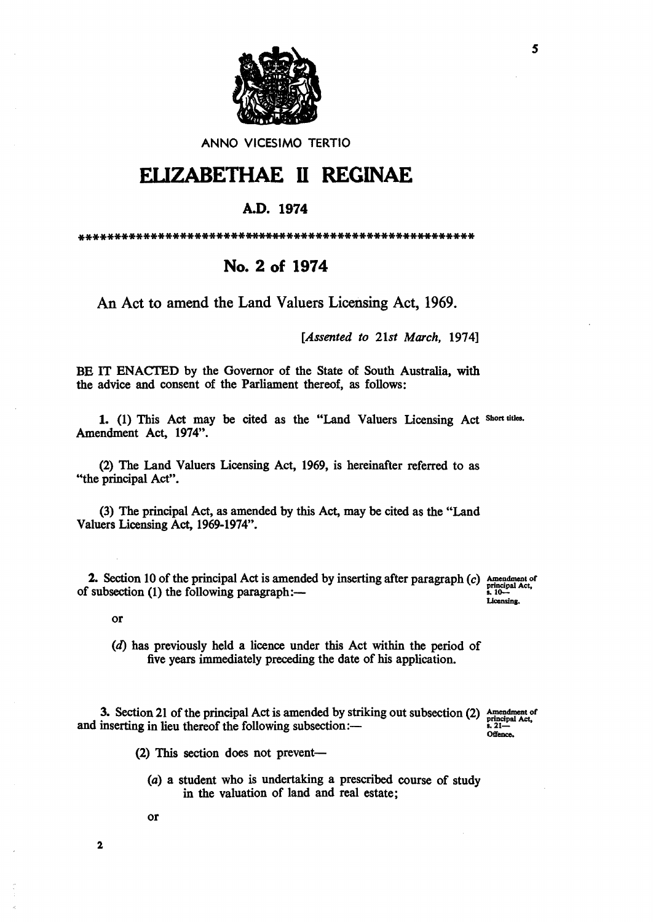ANNO VICESIMO TERTIO

# ELIZABETHAE II REGINAE

## A.D. 1974

*************************************************************

## No. 2 of 1974

An Act to amend the Land Valuers Licensing Act, 1969.

[*Assented to 21st March, 1974*]

BE IT ENACTED by the Governor of the State of South Australia, with the advice and consent of the Parliament thereof, as follows:

Short titles.

**1.** (1) This Act may be cited as the "Land Valuers Licensing Act Amendment Act, 1974".

(2) The Land Valuers Licensing Act, 1969, is hereinafter referred to as "the principal Act".

(3) The principal Act, as amended by this Act, may be cited as the "Land Valuers Licensing Act, 1969-1974".

Amendment of principal Act, s. 10—Licensing.

**2.** Section 10 of the principal Act is amended by inserting after paragraph (*c*) of subsection (1) the following paragraph:—

or

(*d*) has previously held a licence under this Act within the period of five years immediately preceding the date of his application.

Amendment of principal Act, s. 21—Offence.

**3.** Section 21 of the principal Act is amended by striking out subsection (2) and inserting in lieu thereof the following subsection:—

(2) This section does not prevent—

(*a*) a student who is undertaking a prescribed course of study in the valuation of land and real estate;

or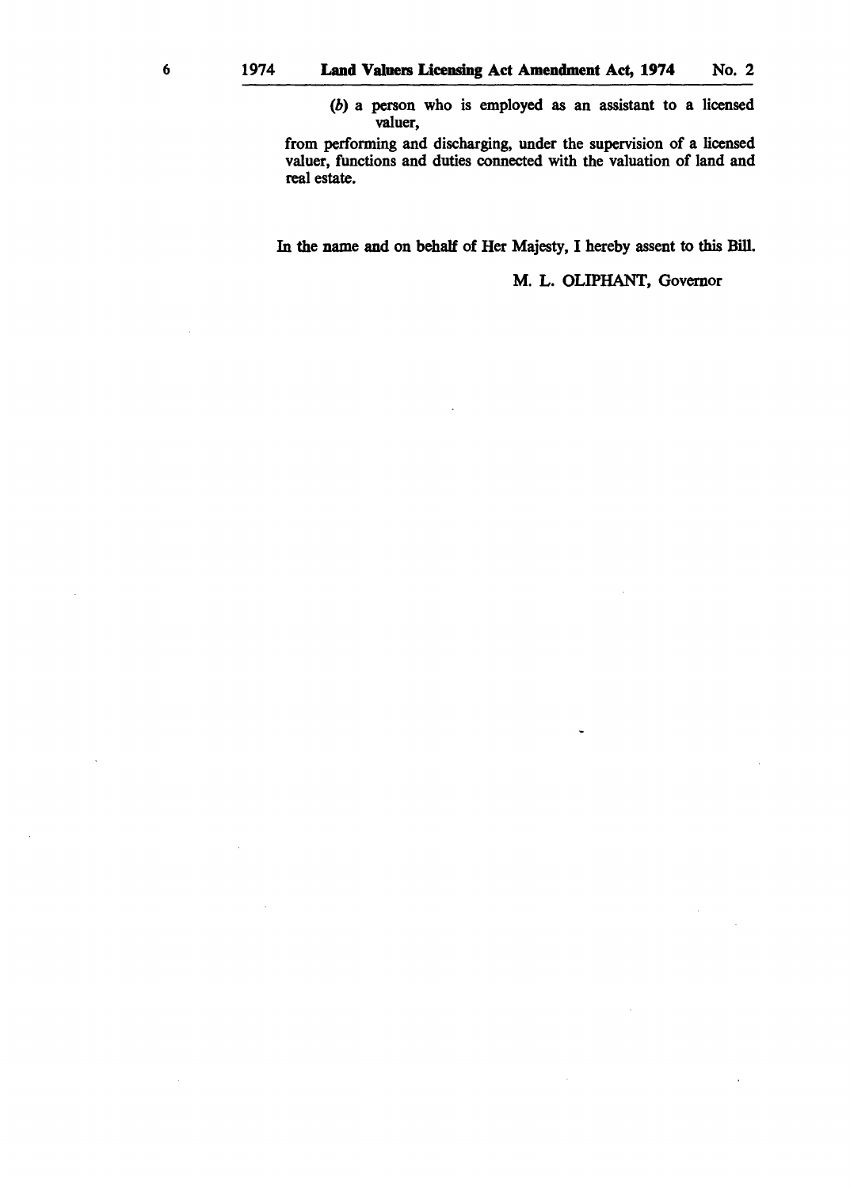(*b*) a person who is employed as an assistant to a licensed valuer,

from performing and discharging, under the supervision of a licensed valuer, functions and duties connected with the valuation of land and real estate.

In the name and on behalf of Her Majesty, I hereby assent to this Bill.

M. L. OLIPHANT, Governor